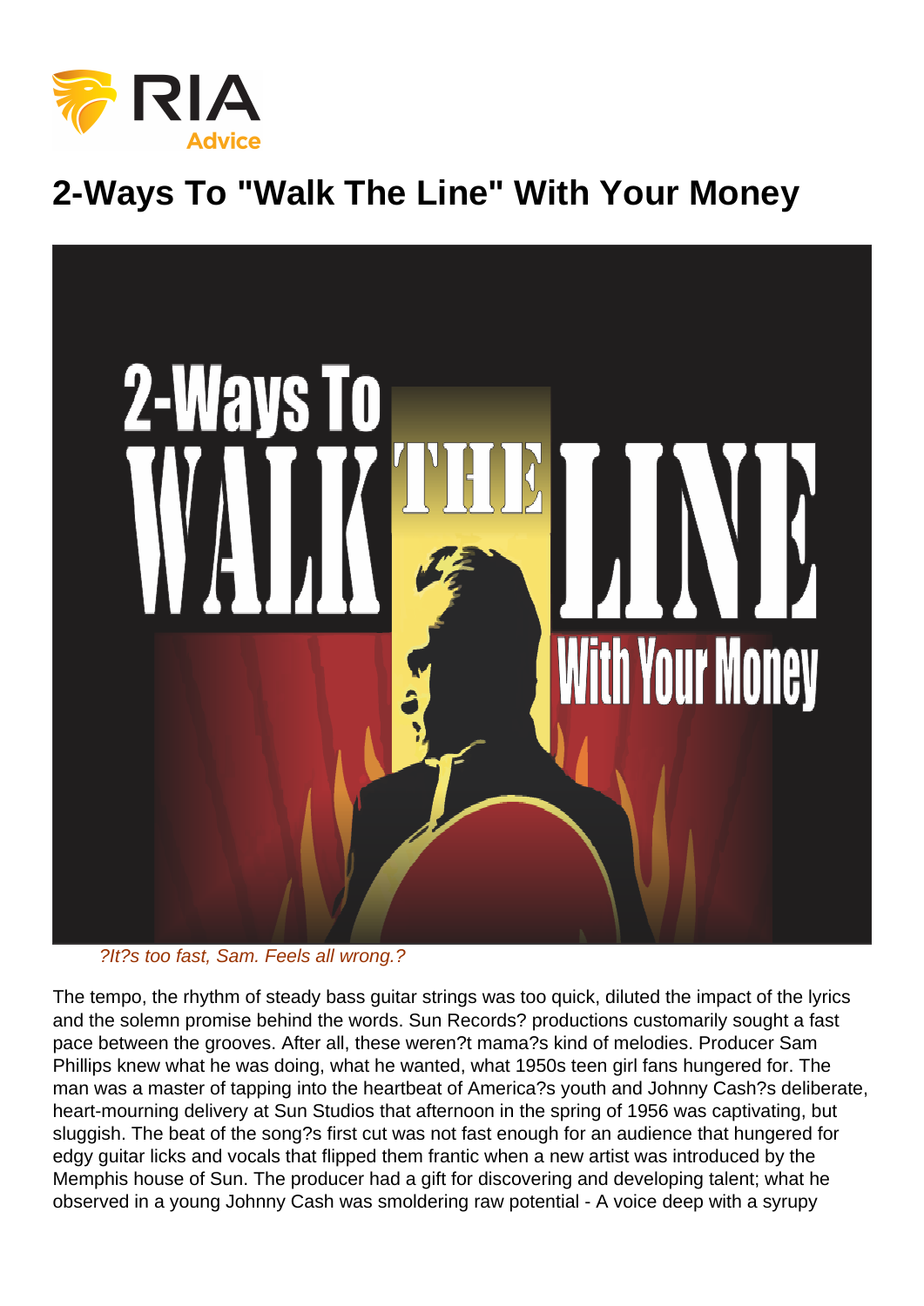# 2-Ways To "Walk The Line" With Your Money

?It?s too fast, Sam. Feels all wrong.?

The tempo, the rhythm of steady bass guitar strings was too quick, diluted the impact of the lyrics and the solemn promise behind the words. Sun Records? productions customarily sought a fast pace between the grooves. After all, these weren?t mama?s kind of melodies. Producer Sam Phillips knew what he was doing, what he wanted, what 1950s teen girl fans hungered for. The man was a master of tapping into the heartbeat of America?s youth and Johnny Cash?s deliberate, heart-mourning delivery at Sun Studios that afternoon in the spring of 1956 was captivating, but sluggish. The beat of the song?s first cut was not fast enough for an audience that hungered for edgy guitar licks and vocals that flipped them frantic when a new artist was introduced by the Memphis house of Sun. The producer had a gift for discovering and developing talent; what he observed in a young Johnny Cash was smoldering raw potential - A voice deep with a syrupy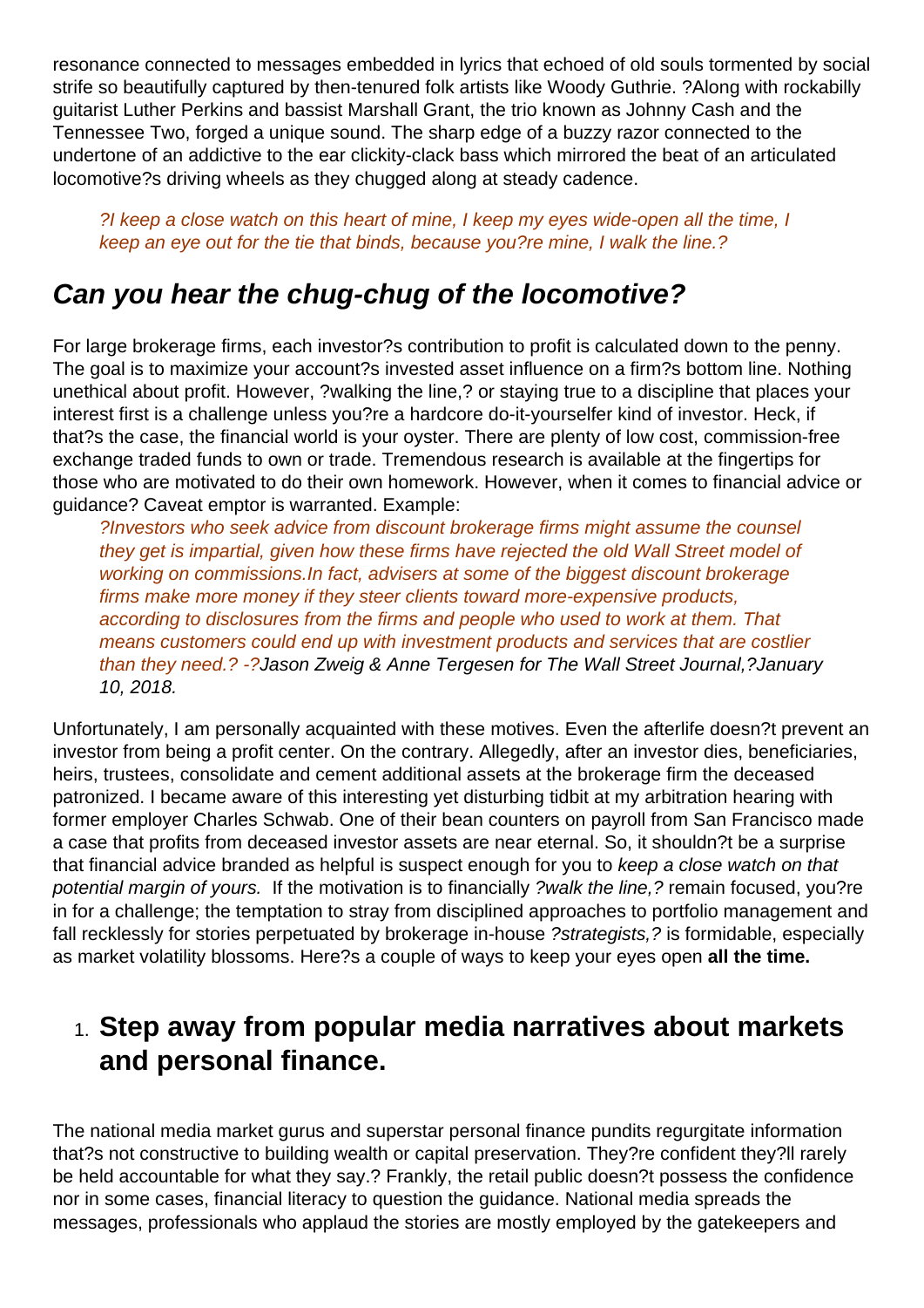resonance connected to messages embedded in lyrics that echoed of old souls tormented by social strife so beautifully captured by then-tenured folk artists like Woody Guthrie. ?Along with rockabilly guitarist Luther Perkins and bassist Marshall Grant, the trio known as Johnny Cash and the Tennessee Two, forged a unique sound. The sharp edge of a buzzy razor connected to the undertone of an addictive to the ear clickity-clack bass which mirrored the beat of an articulated locomotive?s driving wheels as they chugged along at steady cadence.

> *?I keep a close watch on this heart of mine, I keep my eyes wide-open all the time, I keep an eye out for the tie that binds, because you?re mine, I walk the line.?*

## *Can you hear the chug-chug of the locomotive?*

For large brokerage firms, each investor?s contribution to profit is calculated down to the penny. The goal is to maximize your account?s invested asset influence on a firm?s bottom line. Nothing unethical about profit. However, ?walking the line,? or staying true to a discipline that places your interest first is a challenge unless you?re a hardcore do-it-yourselfer kind of investor. Heck, if that?s the case, the financial world is your oyster. There are plenty of low cost, commission-free exchange traded funds to own or trade. Tremendous research is available at the fingertips for those who are motivated to do their own homework. However, when it comes to financial advice or guidance? Caveat emptor is warranted. Example:

> *?Investors who seek advice from discount brokerage firms might assume the counsel they get is impartial, given how these firms have rejected the old Wall Street model of working on commissions.In fact, advisers at some of the biggest discount brokerage firms make more money if they steer clients toward more-expensive products, according to disclosures from the firms and people who used to work at them. That means customers could end up with investment products and services that are costlier than they need.? -?Jason Zweig & Anne Tergesen for The Wall Street Journal,?January 10, 2018.*

Unfortunately, I am personally acquainted with these motives. Even the afterlife doesn?t prevent an investor from being a profit center. On the contrary. Allegedly, after an investor dies, beneficiaries, heirs, trustees, consolidate and cement additional assets at the brokerage firm the deceased patronized. I became aware of this interesting yet disturbing tidbit at my arbitration hearing with former employer Charles Schwab. One of their bean counters on payroll from San Francisco made a case that profits from deceased investor assets are near eternal. So, it shouldn?t be a surprise that financial advice branded as helpful is suspect enough for you to *keep a close watch on that potential margin of yours.* If the motivation is to financially *?walk the line,?* remain focused, you?re in for a challenge; the temptation to stray from disciplined approaches to portfolio management and fall recklessly for stories perpetuated by brokerage in-house *?strategists,?* is formidable, especially as market volatility blossoms. Here?s a couple of ways to keep your eyes open **all the time.**

1. ## Step away from popular media narratives about markets and personal finance.

The national media market gurus and superstar personal finance pundits regurgitate information that?s not constructive to building wealth or capital preservation. They?re confident they?ll rarely be held accountable for what they say.? Frankly, the retail public doesn?t possess the confidence nor in some cases, financial literacy to question the guidance. National media spreads the messages, professionals who applaud the stories are mostly employed by the gatekeepers and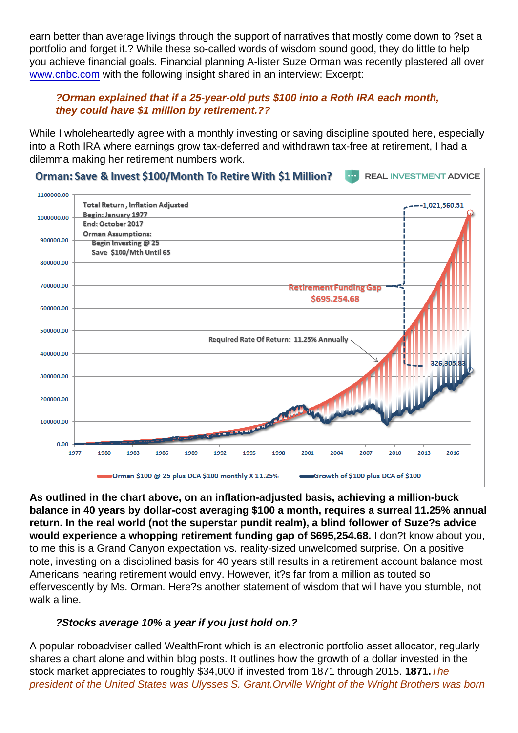earn better than average livings through the support of narratives that mostly come down to ?set a portfolio and forget it.? While these so-called words of wisdom sound good, they do little to help you achieve financial goals. Financial planning A-lister Suze Orman was recently plastered all over [www.cnbc.com](http://www.cnbc.com) with the following insight shared in an interview: Excerpt:

> ***?Orman explained that if a 25-year-old puts $100 into a Roth IRA each month, they could have $1 million by retirement.??***

While I wholeheartedly agree with a monthly investing or saving discipline spouted here, especially into a Roth IRA where earnings grow tax-deferred and withdrawn tax-free at retirement, I had a dilemma making her retirement numbers work.

**As outlined in the chart above, on an inflation-adjusted basis, achieving a million-buck balance in 40 years by dollar-cost averaging $100 a month, requires a surreal 11.25% annual return. In the real world (not the superstar pundit realm), a blind follower of Suze?s advice would experience a whopping retirement funding gap of $695,254.68.** I don?t know about you, to me this is a Grand Canyon expectation vs. reality-sized unwelcomed surprise. On a positive note, investing on a disciplined basis for 40 years still results in a retirement account balance most Americans nearing retirement would envy. However, it?s far from a million as touted so effervescently by Ms. Orman. Here?s another statement of wisdom that will have you stumble, not walk a line.

> ***?Stocks average 10% a year if you just hold on.?***

A popular roboadviser called WealthFront which is an electronic portfolio asset allocator, regularly shares a chart alone and within blog posts. It outlines how the growth of a dollar invested in the stock market appreciates to roughly $34,000 if invested from 1871 through 2015. **1871.** *The president of the United States was Ulysses S. Grant.Orville Wright of the Wright Brothers was born*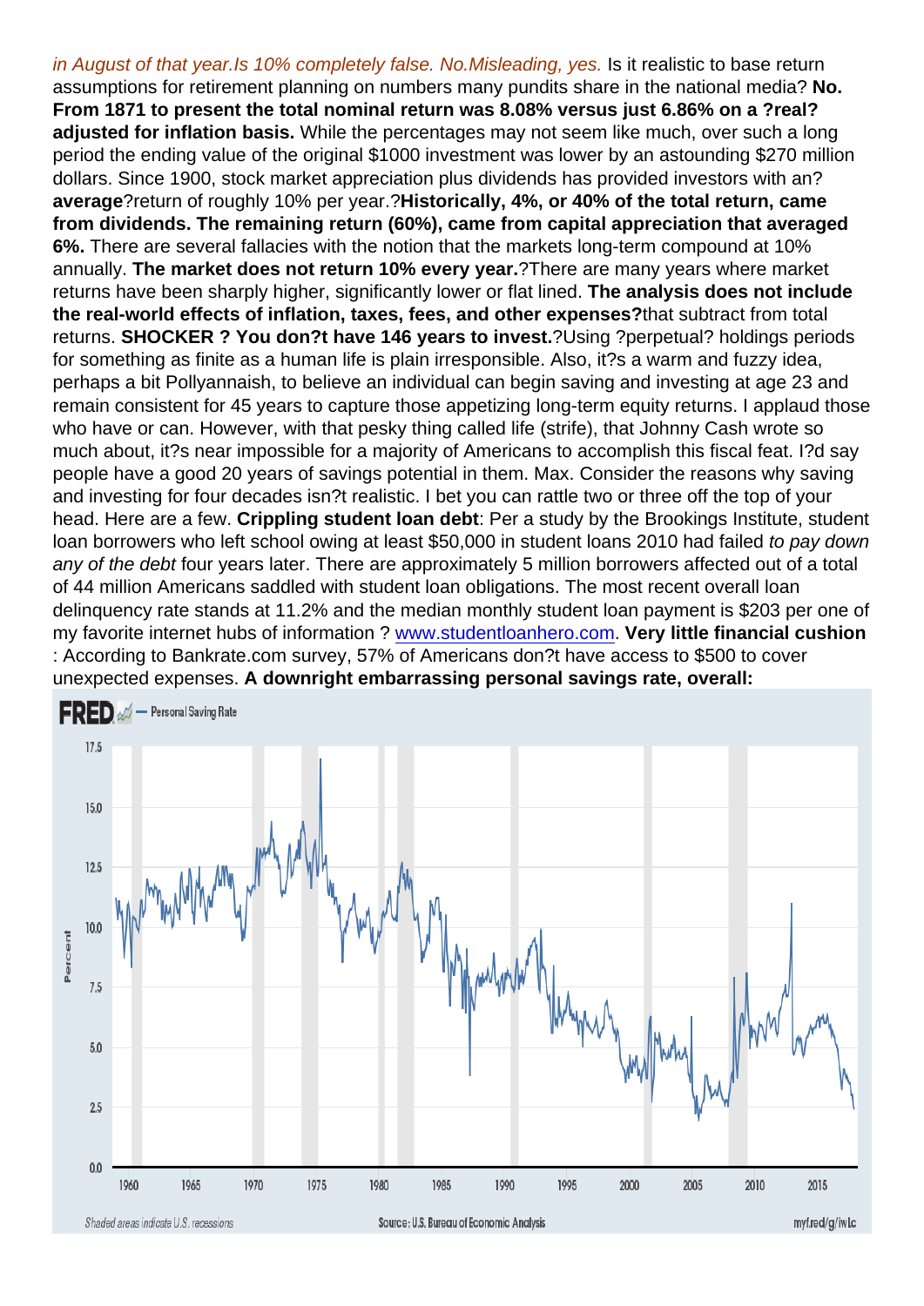*in August of that year.Is 10% completely false. No.Misleading, yes.* Is it realistic to base return assumptions for retirement planning on numbers many pundits share in the national media? **No. From 1871 to present the total nominal return was 8.08% versus just 6.86% on a ?real? adjusted for inflation basis.** While the percentages may not seem like much, over such a long period the ending value of the original $1000 investment was lower by an astounding $270 million dollars. Since 1900, stock market appreciation plus dividends has provided investors with an? **average**?return of roughly 10% per year.?**Historically, 4%, or 40% of the total return, came from dividends. The remaining return (60%), came from capital appreciation that averaged 6%.** There are several fallacies with the notion that the markets long-term compound at 10% annually. **The market does not return 10% every year.**?There are many years where market returns have been sharply higher, significantly lower or flat lined. **The analysis does not include the real-world effects of inflation, taxes, fees, and other expenses?**that subtract from total returns. **SHOCKER ? You don?t have 146 years to invest.**?Using ?perpetual? holdings periods for something as finite as a human life is plain irresponsible. Also, it?s a warm and fuzzy idea, perhaps a bit Pollyannaish, to believe an individual can begin saving and investing at age 23 and remain consistent for 45 years to capture those appetizing long-term equity returns. I applaud those who have or can. However, with that pesky thing called life (strife), that Johnny Cash wrote so much about, it?s near impossible for a majority of Americans to accomplish this fiscal feat. I?d say people have a good 20 years of savings potential in them. Max. Consider the reasons why saving and investing for four decades isn?t realistic. I bet you can rattle two or three off the top of your head. Here are a few. **Crippling student loan debt**: Per a study by the Brookings Institute, student loan borrowers who left school owing at least $50,000 in student loans 2010 had failed *to pay down any of the debt* four years later. There are approximately 5 million borrowers affected out of a total of 44 million Americans saddled with student loan obligations. The most recent overall loan delinquency rate stands at 11.2% and the median monthly student loan payment is $203 per one of my favorite internet hubs of information ? [www.studentloanhero.com](www.studentloanhero.com). **Very little financial cushion** : According to Bankrate.com survey, 57% of Americans don?t have access to $500 to cover unexpected expenses. **A downright embarrassing personal savings rate, overall:**

FRED — Personal Saving Rate

Shaded areas indicate U.S. recessions    Source: U.S. Bureau of Economic Analysis    myf.red/g/iwLc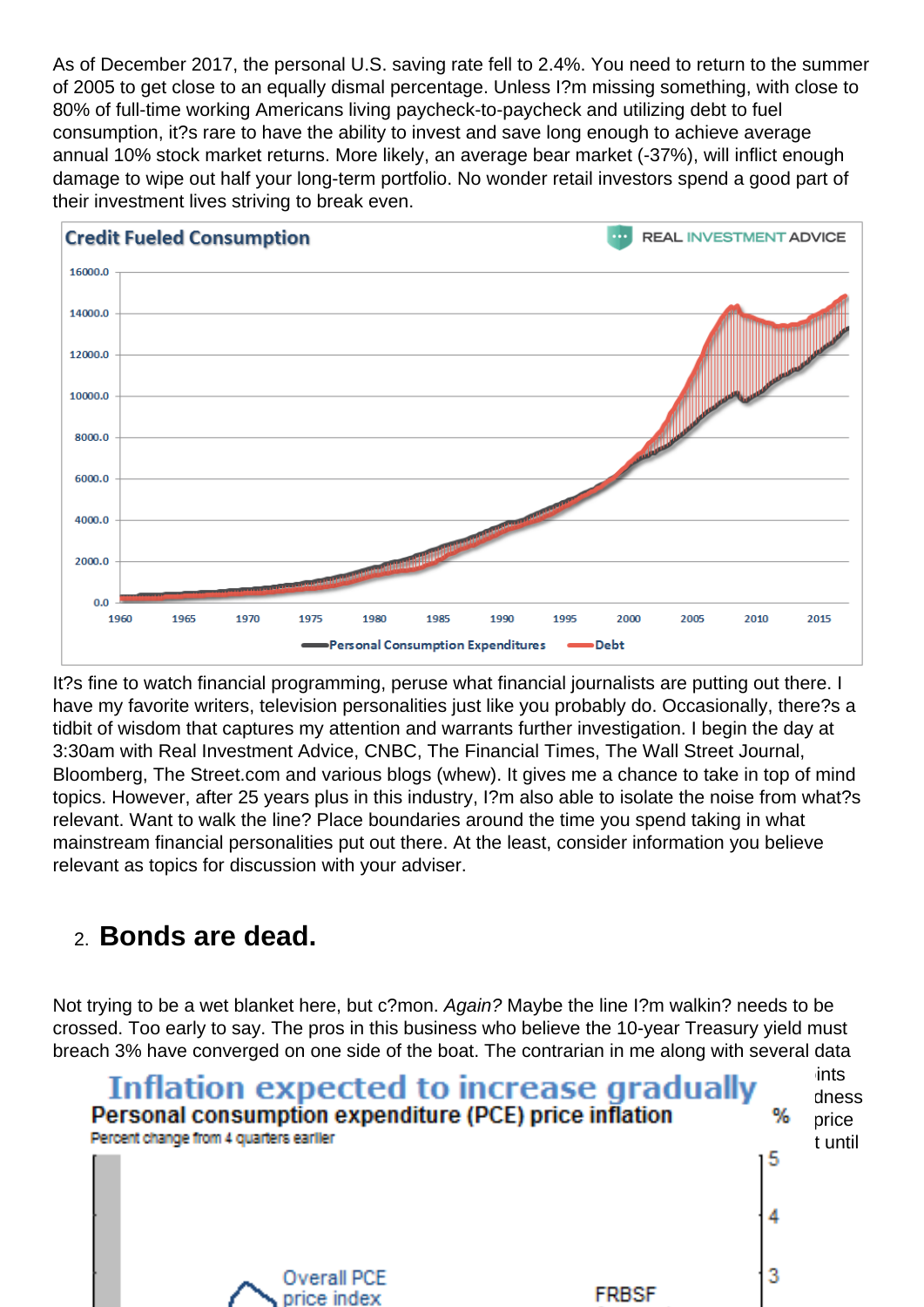As of December 2017, the personal U.S. saving rate fell to 2.4%. You need to return to the summer of 2005 to get close to an equally dismal percentage. Unless I?m missing something, with close to 80% of full-time working Americans living paycheck-to-paycheck and utilizing debt to fuel consumption, it?s rare to have the ability to invest and save long enough to achieve average annual 10% stock market returns. More likely, an average bear market (-37%), will inflict enough damage to wipe out half your long-term portfolio. No wonder retail investors spend a good part of their investment lives striving to break even.

It?s fine to watch financial programming, peruse what financial journalists are putting out there. I have my favorite writers, television personalities just like you probably do. Occasionally, there?s a tidbit of wisdom that captures my attention and warrants further investigation. I begin the day at 3:30am with Real Investment Advice, CNBC, The Financial Times, The Wall Street Journal, Bloomberg, The Street.com and various blogs (whew). It gives me a chance to take in top of mind topics. However, after 25 years plus in this industry, I?m also able to isolate the noise from what?s relevant. Want to walk the line? Place boundaries around the time you spend taking in what mainstream financial personalities put out there. At the least, consider information you believe relevant as topics for discussion with your adviser.

2. **Bonds are dead.**

Not trying to be a wet blanket here, but c?mon. *Again?* Maybe the line I?m walkin? needs to be crossed. Too early to say. The pros in this business who believe the 10-year Treasury yield must breach 3% have converged on one side of the boat. The contrarian in me along with several data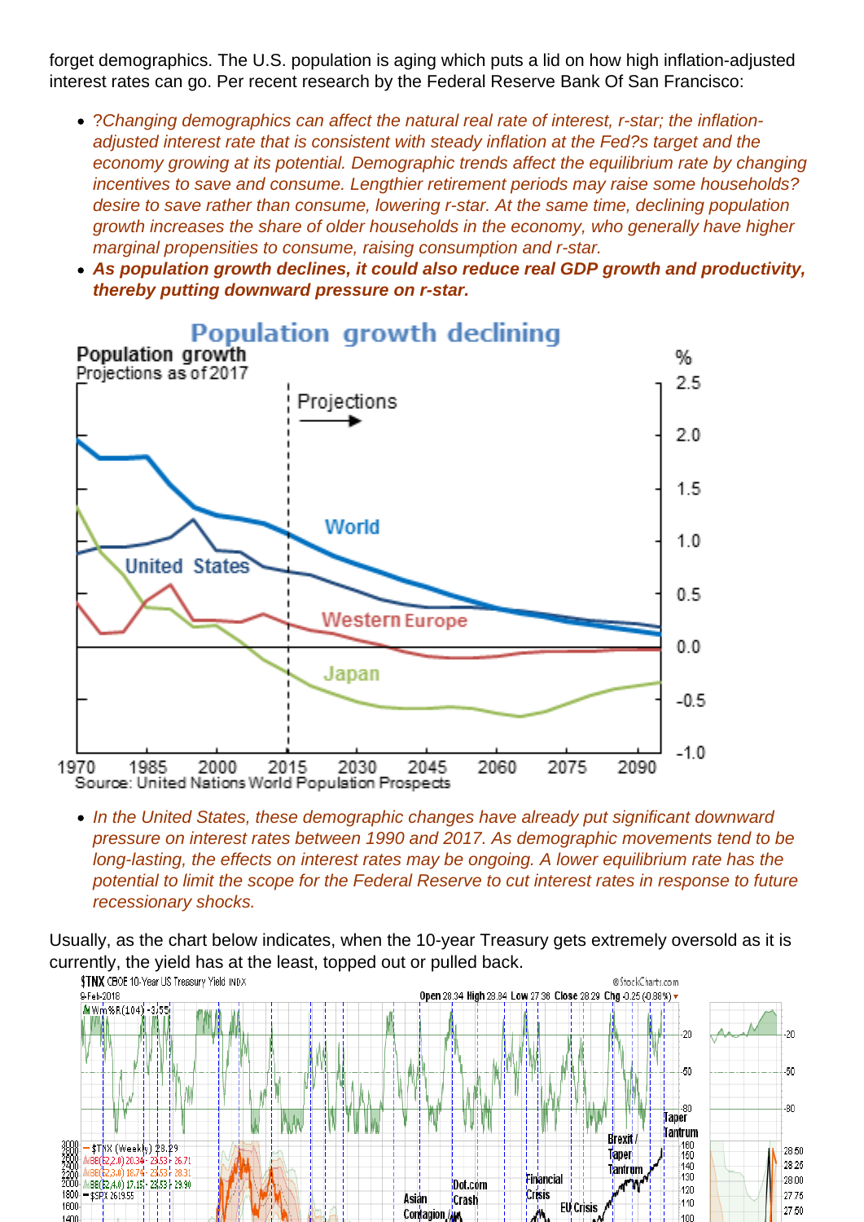forget demographics. The U.S. population is aging which puts a lid on how high inflation-adjusted interest rates can go. Per recent research by the Federal Reserve Bank Of San Francisco:

- *?Changing demographics can affect the natural real rate of interest, r-star; the inflation-adjusted interest rate that is consistent with steady inflation at the Fed?s target and the economy growing at its potential. Demographic trends affect the equilibrium rate by changing incentives to save and consume. Lengthier retirement periods may raise some households? desire to save rather than consume, lowering r-star. At the same time, declining population growth increases the share of older households in the economy, who generally have higher marginal propensities to consume, raising consumption and r-star.*
- ***As population growth declines, it could also reduce real GDP growth and productivity, thereby putting downward pressure on r-star.***

- *In the United States, these demographic changes have already put significant downward pressure on interest rates between 1990 and 2017. As demographic movements tend to be long-lasting, the effects on interest rates may be ongoing. A lower equilibrium rate has the potential to limit the scope for the Federal Reserve to cut interest rates in response to future recessionary shocks.*

Usually, as the chart below indicates, when the 10-year Treasury gets extremely oversold as it is currently, the yield has at the least, topped out or pulled back.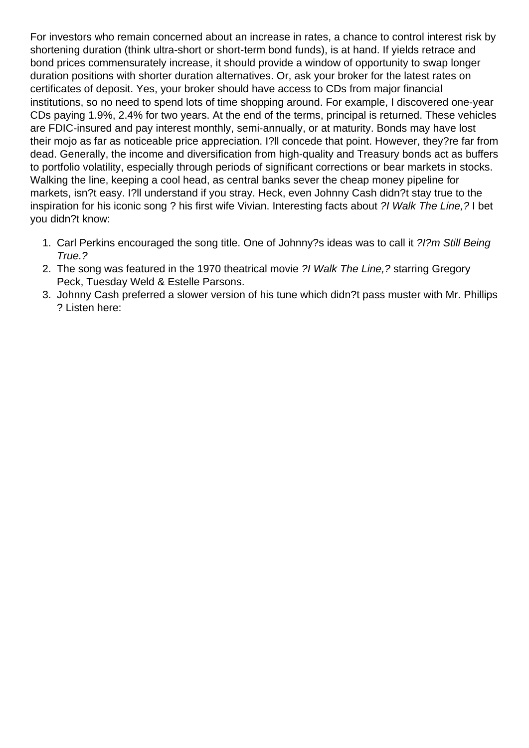For investors who remain concerned about an increase in rates, a chance to control interest risk by shortening duration (think ultra-short or short-term bond funds), is at hand. If yields retrace and bond prices commensurately increase, it should provide a window of opportunity to swap longer duration positions with shorter duration alternatives. Or, ask your broker for the latest rates on certificates of deposit. Yes, your broker should have access to CDs from major financial institutions, so no need to spend lots of time shopping around. For example, I discovered one-year CDs paying 1.9%, 2.4% for two years. At the end of the terms, principal is returned. These vehicles are FDIC-insured and pay interest monthly, semi-annually, or at maturity. Bonds may have lost their mojo as far as noticeable price appreciation. I?ll concede that point. However, they?re far from dead. Generally, the income and diversification from high-quality and Treasury bonds act as buffers to portfolio volatility, especially through periods of significant corrections or bear markets in stocks. Walking the line, keeping a cool head, as central banks sever the cheap money pipeline for markets, isn?t easy. I?ll understand if you stray. Heck, even Johnny Cash didn?t stay true to the inspiration for his iconic song ? his first wife Vivian. Interesting facts about *?I Walk The Line,?* I bet you didn?t know:

1. Carl Perkins encouraged the song title. One of Johnny?s ideas was to call it *?I?m Still Being True.?*
2. The song was featured in the 1970 theatrical movie *?I Walk The Line,?* starring Gregory Peck, Tuesday Weld & Estelle Parsons.
3. Johnny Cash preferred a slower version of his tune which didn?t pass muster with Mr. Phillips ? Listen here: